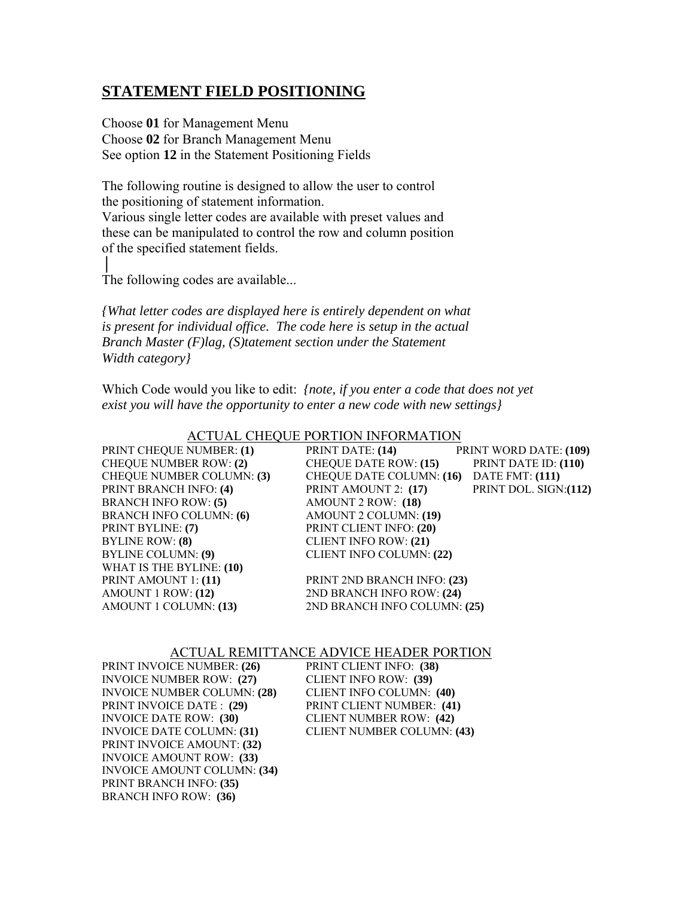## STATEMENT FIELD POSITIONING

Choose **01** for Management Menu
Choose **02** for Branch Management Menu
See option **12** in the Statement Positioning Fields

The following routine is designed to allow the user to control the positioning of statement information.
Various single letter codes are available with preset values and these can be manipulated to control the row and column position of the specified statement fields.
|
The following codes are available...

*{What letter codes are displayed here is entirely dependent on what is present for individual office. The code here is setup in the actual Branch Master (F)lag, (S)tatement section under the Statement Width category}*

Which Code would you like to edit: *{note, if you enter a code that does not yet exist you will have the opportunity to enter a new code with new settings}*

ACTUAL CHEQUE PORTION INFORMATION

PRINT CHEQUE NUMBER: **(1)**
CHEQUE NUMBER ROW: **(2)**
CHEQUE NUMBER COLUMN: **(3)**
PRINT BRANCH INFO: **(4)**
BRANCH INFO ROW: **(5)**
BRANCH INFO COLUMN: **(6)**
PRINT BYLINE: **(7)**
BYLINE ROW: **(8)**
BYLINE COLUMN: **(9)**
WHAT IS THE BYLINE: **(10)**
PRINT AMOUNT 1: **(11)**
AMOUNT 1 ROW: **(12)**
AMOUNT 1 COLUMN: **(13)**

PRINT DATE: **(14)**
CHEQUE DATE ROW: **(15)**
CHEQUE DATE COLUMN: **(16)**
PRINT AMOUNT 2: **(17)**
AMOUNT 2 ROW: **(18)**
AMOUNT 2 COLUMN: **(19)**
PRINT CLIENT INFO: **(20)**
CLIENT INFO ROW: **(21)**
CLIENT INFO COLUMN: **(22)**

PRINT 2ND BRANCH INFO: **(23)**
2ND BRANCH INFO ROW: **(24)**
2ND BRANCH INFO COLUMN: **(25)**

PRINT WORD DATE: **(109)**
PRINT DATE ID: **(110)**
DATE FMT: **(111)**
PRINT DOL. SIGN:**(112)**

ACTUAL REMITTANCE ADVICE HEADER PORTION

PRINT INVOICE NUMBER: **(26)**
INVOICE NUMBER ROW: **(27)**
INVOICE NUMBER COLUMN: **(28)**
PRINT INVOICE DATE : **(29)**
INVOICE DATE ROW: **(30)**
INVOICE DATE COLUMN: **(31)**
PRINT INVOICE AMOUNT: **(32)**
INVOICE AMOUNT ROW: **(33)**
INVOICE AMOUNT COLUMN: **(34)**
PRINT BRANCH INFO: **(35)**
BRANCH INFO ROW: **(36)**

PRINT CLIENT INFO: **(38)**
CLIENT INFO ROW: **(39)**
CLIENT INFO COLUMN: **(40)**
PRINT CLIENT NUMBER: **(41)**
CLIENT NUMBER ROW: **(42)**
CLIENT NUMBER COLUMN: **(43)**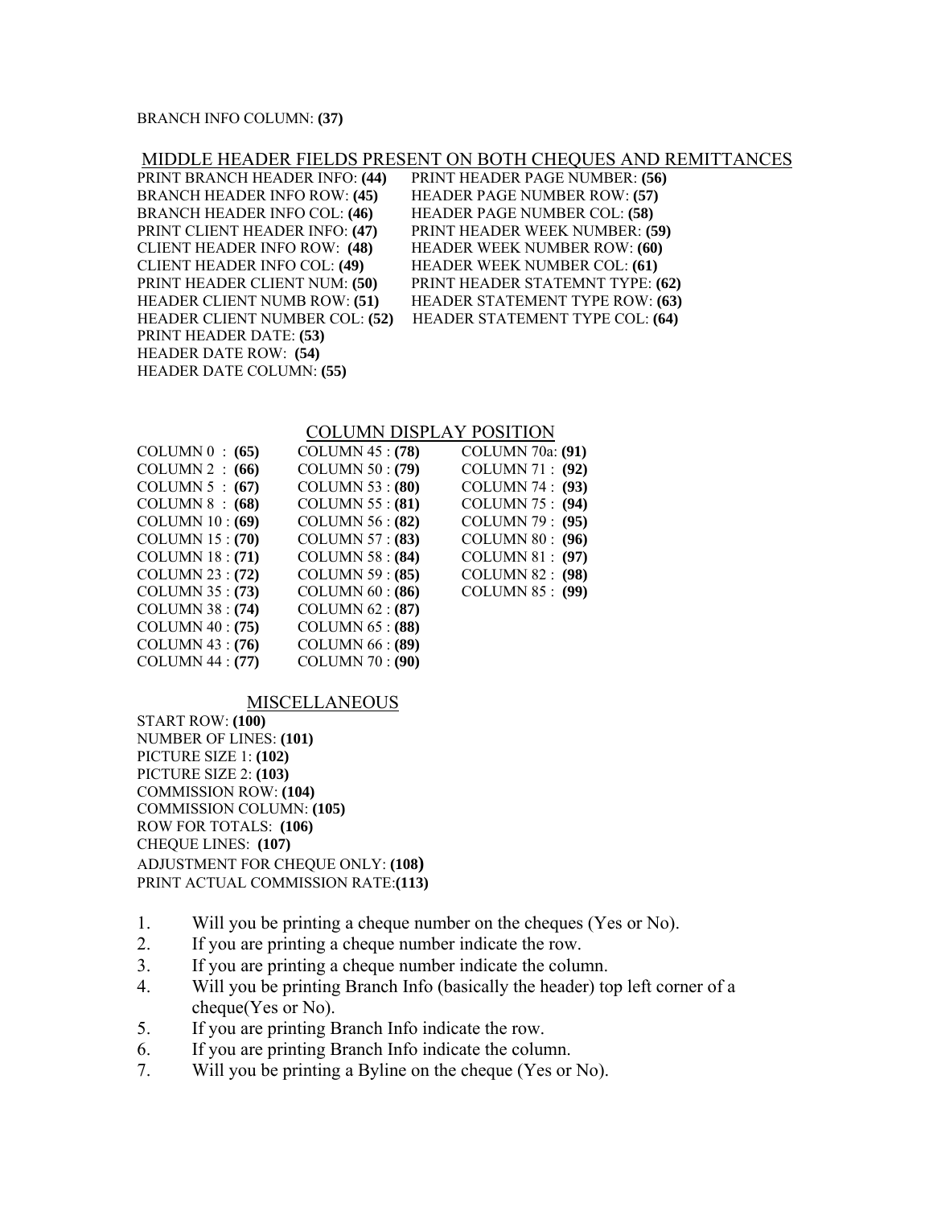BRANCH INFO COLUMN: **(37)**

## MIDDLE HEADER FIELDS PRESENT ON BOTH CHEQUES AND REMITTANCES

PRINT BRANCH HEADER INFO: **(44)**
BRANCH HEADER INFO ROW: **(45)**
BRANCH HEADER INFO COL: **(46)**
PRINT CLIENT HEADER INFO: **(47)**
CLIENT HEADER INFO ROW: **(48)**
CLIENT HEADER INFO COL: **(49)**
PRINT HEADER CLIENT NUM: **(50)**
HEADER CLIENT NUMB ROW: **(51)**
HEADER CLIENT NUMBER COL: **(52)**
PRINT HEADER DATE: **(53)**
HEADER DATE ROW: **(54)**
HEADER DATE COLUMN: **(55)**

PRINT HEADER PAGE NUMBER: **(56)**
HEADER PAGE NUMBER ROW: **(57)**
HEADER PAGE NUMBER COL: **(58)**
PRINT HEADER WEEK NUMBER: **(59)**
HEADER WEEK NUMBER ROW: **(60)**
HEADER WEEK NUMBER COL: **(61)**
PRINT HEADER STATEMNT TYPE: **(62)**
HEADER STATEMENT TYPE ROW: **(63)**
HEADER STATEMENT TYPE COL: **(64)**

## COLUMN DISPLAY POSITION

COLUMN 0 : **(65)**
COLUMN 2 : **(66)**
COLUMN 5 : **(67)**
COLUMN 8 : **(68)**
COLUMN 10 : **(69)**
COLUMN 15 : **(70)**
COLUMN 18 : **(71)**
COLUMN 23 : **(72)**
COLUMN 35 : **(73)**
COLUMN 38 : **(74)**
COLUMN 40 : **(75)**
COLUMN 43 : **(76)**
COLUMN 44 : **(77)**

COLUMN 45 : **(78)**
COLUMN 50 : **(79)**
COLUMN 53 : **(80)**
COLUMN 55 : **(81)**
COLUMN 56 : **(82)**
COLUMN 57 : **(83)**
COLUMN 58 : **(84)**
COLUMN 59 : **(85)**
COLUMN 60 : **(86)**
COLUMN 62 : **(87)**
COLUMN 65 : **(88)**
COLUMN 66 : **(89)**
COLUMN 70 : **(90)**

COLUMN 70a: **(91)**
COLUMN 71 : **(92)**
COLUMN 74 : **(93)**
COLUMN 75 : **(94)**
COLUMN 79 : **(95)**
COLUMN 80 : **(96)**
COLUMN 81 : **(97)**
COLUMN 82 : **(98)**
COLUMN 85 : **(99)**

## MISCELLANEOUS

START ROW: **(100)**
NUMBER OF LINES: **(101)**
PICTURE SIZE 1: **(102)**
PICTURE SIZE 2: **(103)**
COMMISSION ROW: **(104)**
COMMISSION COLUMN: **(105)**
ROW FOR TOTALS: **(106)**
CHEQUE LINES: **(107)**
ADJUSTMENT FOR CHEQUE ONLY: **(108)**
PRINT ACTUAL COMMISSION RATE:**(113)**

1. Will you be printing a cheque number on the cheques (Yes or No).
2. If you are printing a cheque number indicate the row.
3. If you are printing a cheque number indicate the column.
4. Will you be printing Branch Info (basically the header) top left corner of a cheque(Yes or No).
5. If you are printing Branch Info indicate the row.
6. If you are printing Branch Info indicate the column.
7. Will you be printing a Byline on the cheque (Yes or No).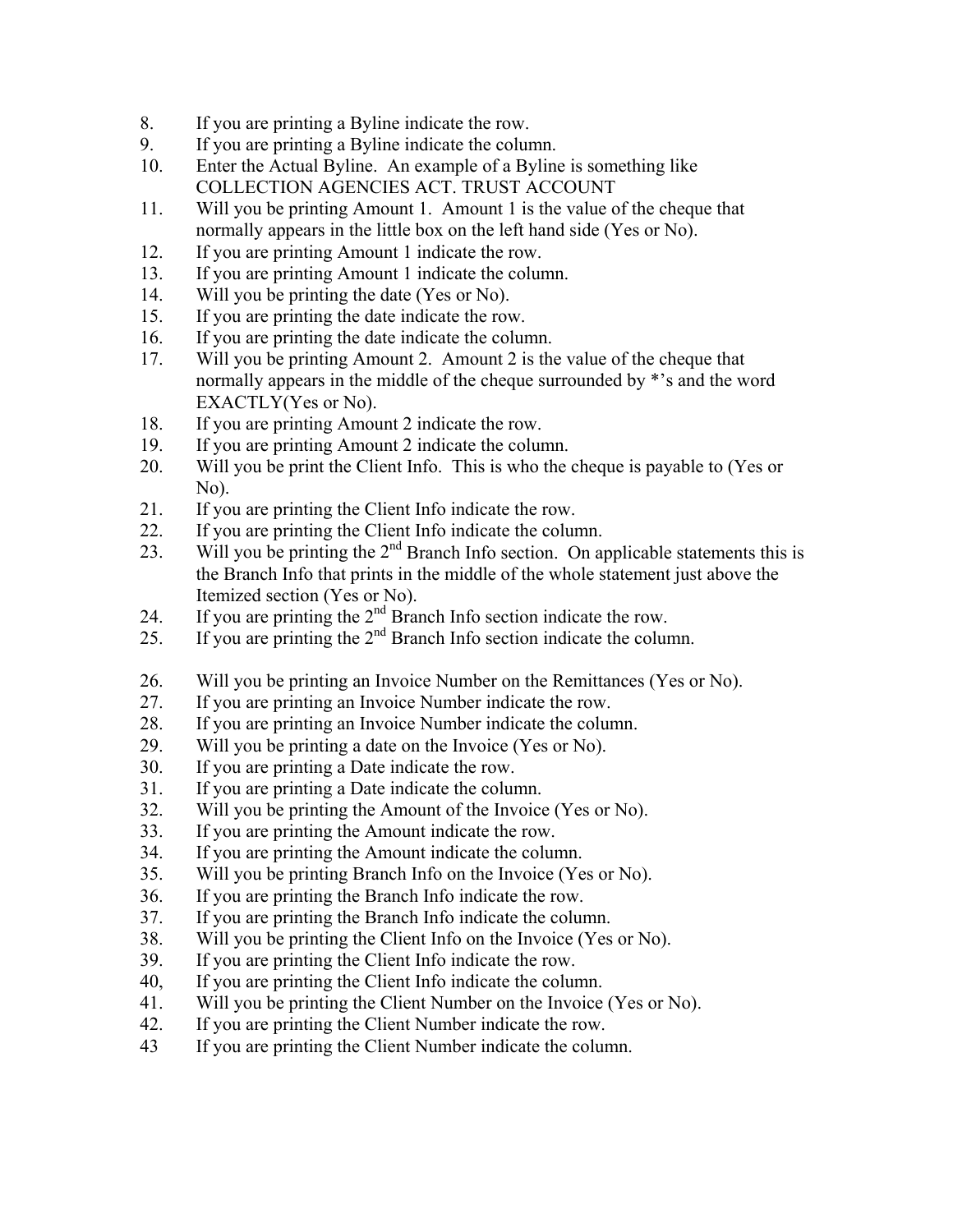8. If you are printing a Byline indicate the row.
9. If you are printing a Byline indicate the column.
10. Enter the Actual Byline. An example of a Byline is something like COLLECTION AGENCIES ACT. TRUST ACCOUNT
11. Will you be printing Amount 1. Amount 1 is the value of the cheque that normally appears in the little box on the left hand side (Yes or No).
12. If you are printing Amount 1 indicate the row.
13. If you are printing Amount 1 indicate the column.
14. Will you be printing the date (Yes or No).
15. If you are printing the date indicate the row.
16. If you are printing the date indicate the column.
17. Will you be printing Amount 2. Amount 2 is the value of the cheque that normally appears in the middle of the cheque surrounded by *'s and the word EXACTLY(Yes or No).
18. If you are printing Amount 2 indicate the row.
19. If you are printing Amount 2 indicate the column.
20. Will you be print the Client Info. This is who the cheque is payable to (Yes or No).
21. If you are printing the Client Info indicate the row.
22. If you are printing the Client Info indicate the column.
23. Will you be printing the 2nd Branch Info section. On applicable statements this is the Branch Info that prints in the middle of the whole statement just above the Itemized section (Yes or No).
24. If you are printing the 2nd Branch Info section indicate the row.
25. If you are printing the 2nd Branch Info section indicate the column.

26. Will you be printing an Invoice Number on the Remittances (Yes or No).
27. If you are printing an Invoice Number indicate the row.
28. If you are printing an Invoice Number indicate the column.
29. Will you be printing a date on the Invoice (Yes or No).
30. If you are printing a Date indicate the row.
31. If you are printing a Date indicate the column.
32. Will you be printing the Amount of the Invoice (Yes or No).
33. If you are printing the Amount indicate the row.
34. If you are printing the Amount indicate the column.
35. Will you be printing Branch Info on the Invoice (Yes or No).
36. If you are printing the Branch Info indicate the row.
37. If you are printing the Branch Info indicate the column.
38. Will you be printing the Client Info on the Invoice (Yes or No).
39. If you are printing the Client Info indicate the row.
40, If you are printing the Client Info indicate the column.
41. Will you be printing the Client Number on the Invoice (Yes or No).
42. If you are printing the Client Number indicate the row.
43 If you are printing the Client Number indicate the column.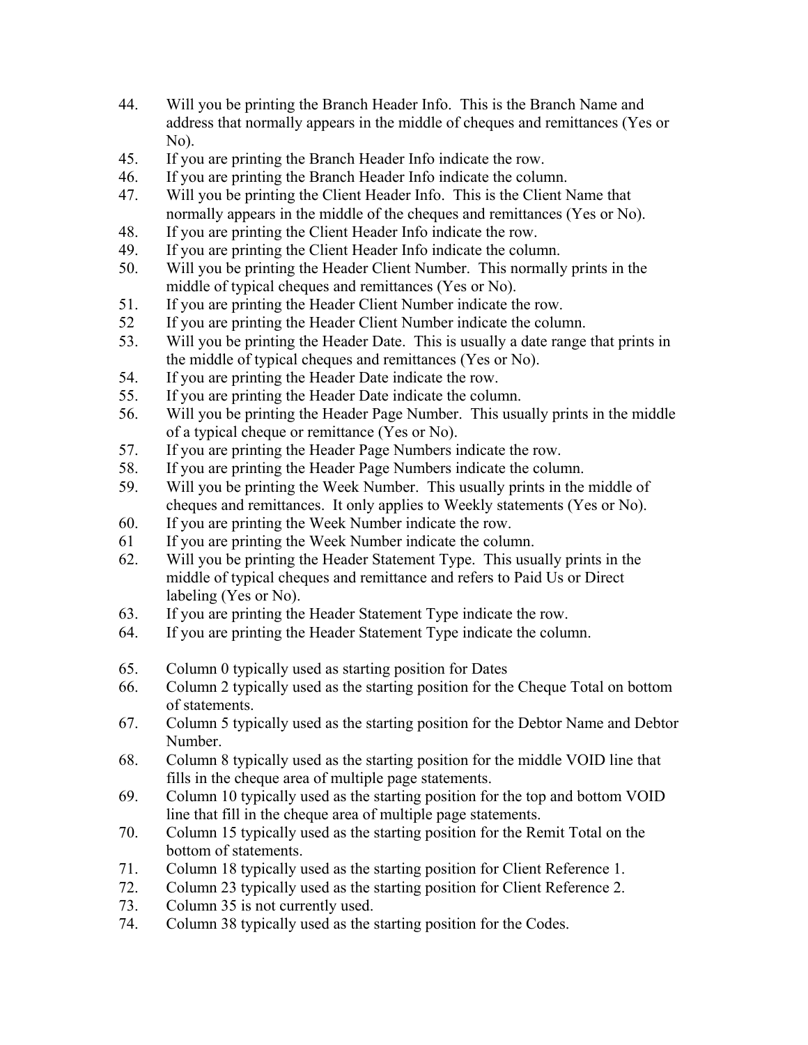44. Will you be printing the Branch Header Info. This is the Branch Name and address that normally appears in the middle of cheques and remittances (Yes or No).
45. If you are printing the Branch Header Info indicate the row.
46. If you are printing the Branch Header Info indicate the column.
47. Will you be printing the Client Header Info. This is the Client Name that normally appears in the middle of the cheques and remittances (Yes or No).
48. If you are printing the Client Header Info indicate the row.
49. If you are printing the Client Header Info indicate the column.
50. Will you be printing the Header Client Number. This normally prints in the middle of typical cheques and remittances (Yes or No).
51. If you are printing the Header Client Number indicate the row.
52 If you are printing the Header Client Number indicate the column.
53. Will you be printing the Header Date. This is usually a date range that prints in the middle of typical cheques and remittances (Yes or No).
54. If you are printing the Header Date indicate the row.
55. If you are printing the Header Date indicate the column.
56. Will you be printing the Header Page Number. This usually prints in the middle of a typical cheque or remittance (Yes or No).
57. If you are printing the Header Page Numbers indicate the row.
58. If you are printing the Header Page Numbers indicate the column.
59. Will you be printing the Week Number. This usually prints in the middle of cheques and remittances. It only applies to Weekly statements (Yes or No).
60. If you are printing the Week Number indicate the row.
61 If you are printing the Week Number indicate the column.
62. Will you be printing the Header Statement Type. This usually prints in the middle of typical cheques and remittance and refers to Paid Us or Direct labeling (Yes or No).
63. If you are printing the Header Statement Type indicate the row.
64. If you are printing the Header Statement Type indicate the column.

65. Column 0 typically used as starting position for Dates
66. Column 2 typically used as the starting position for the Cheque Total on bottom of statements.
67. Column 5 typically used as the starting position for the Debtor Name and Debtor Number.
68. Column 8 typically used as the starting position for the middle VOID line that fills in the cheque area of multiple page statements.
69. Column 10 typically used as the starting position for the top and bottom VOID line that fill in the cheque area of multiple page statements.
70. Column 15 typically used as the starting position for the Remit Total on the bottom of statements.
71. Column 18 typically used as the starting position for Client Reference 1.
72. Column 23 typically used as the starting position for Client Reference 2.
73. Column 35 is not currently used.
74. Column 38 typically used as the starting position for the Codes.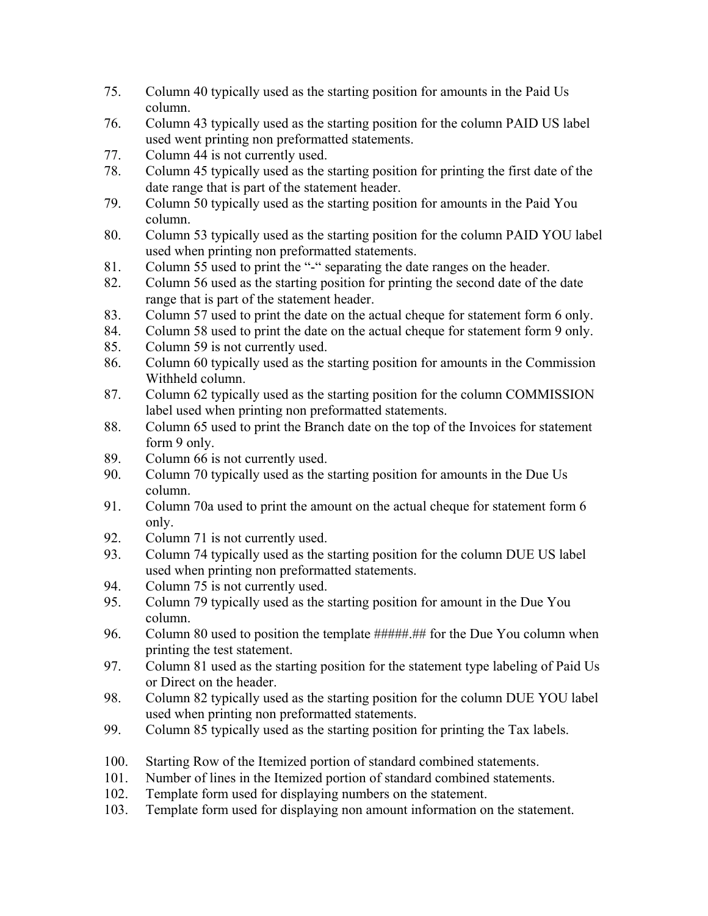75. Column 40 typically used as the starting position for amounts in the Paid Us column.
76. Column 43 typically used as the starting position for the column PAID US label used went printing non preformatted statements.
77. Column 44 is not currently used.
78. Column 45 typically used as the starting position for printing the first date of the date range that is part of the statement header.
79. Column 50 typically used as the starting position for amounts in the Paid You column.
80. Column 53 typically used as the starting position for the column PAID YOU label used when printing non preformatted statements.
81. Column 55 used to print the "-" separating the date ranges on the header.
82. Column 56 used as the starting position for printing the second date of the date range that is part of the statement header.
83. Column 57 used to print the date on the actual cheque for statement form 6 only.
84. Column 58 used to print the date on the actual cheque for statement form 9 only.
85. Column 59 is not currently used.
86. Column 60 typically used as the starting position for amounts in the Commission Withheld column.
87. Column 62 typically used as the starting position for the column COMMISSION label used when printing non preformatted statements.
88. Column 65 used to print the Branch date on the top of the Invoices for statement form 9 only.
89. Column 66 is not currently used.
90. Column 70 typically used as the starting position for amounts in the Due Us column.
91. Column 70a used to print the amount on the actual cheque for statement form 6 only.
92. Column 71 is not currently used.
93. Column 74 typically used as the starting position for the column DUE US label used when printing non preformatted statements.
94. Column 75 is not currently used.
95. Column 79 typically used as the starting position for amount in the Due You column.
96. Column 80 used to position the template #####.## for the Due You column when printing the test statement.
97. Column 81 used as the starting position for the statement type labeling of Paid Us or Direct on the header.
98. Column 82 typically used as the starting position for the column DUE YOU label used when printing non preformatted statements.
99. Column 85 typically used as the starting position for printing the Tax labels.

100. Starting Row of the Itemized portion of standard combined statements.
101. Number of lines in the Itemized portion of standard combined statements.
102. Template form used for displaying numbers on the statement.
103. Template form used for displaying non amount information on the statement.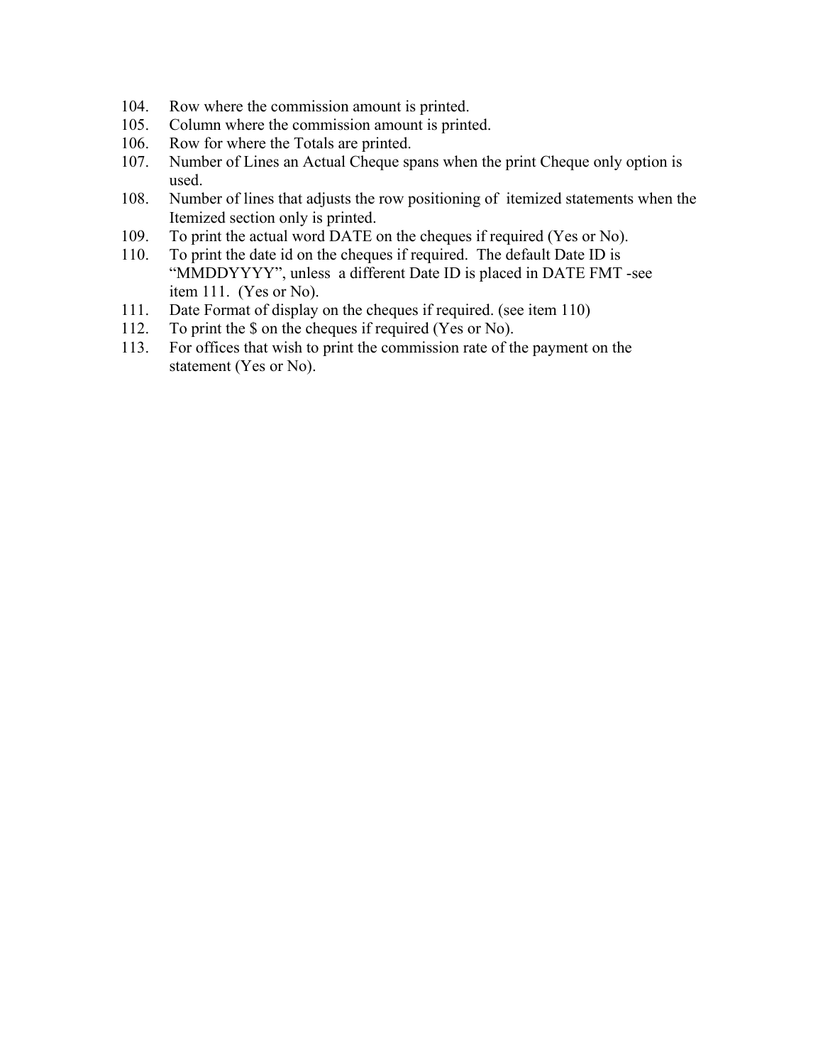104. Row where the commission amount is printed.
105. Column where the commission amount is printed.
106. Row for where the Totals are printed.
107. Number of Lines an Actual Cheque spans when the print Cheque only option is used.
108. Number of lines that adjusts the row positioning of itemized statements when the Itemized section only is printed.
109. To print the actual word DATE on the cheques if required (Yes or No).
110. To print the date id on the cheques if required. The default Date ID is "MMDDYYYY", unless a different Date ID is placed in DATE FMT -see item 111. (Yes or No).
111. Date Format of display on the cheques if required. (see item 110)
112. To print the $ on the cheques if required (Yes or No).
113. For offices that wish to print the commission rate of the payment on the statement (Yes or No).